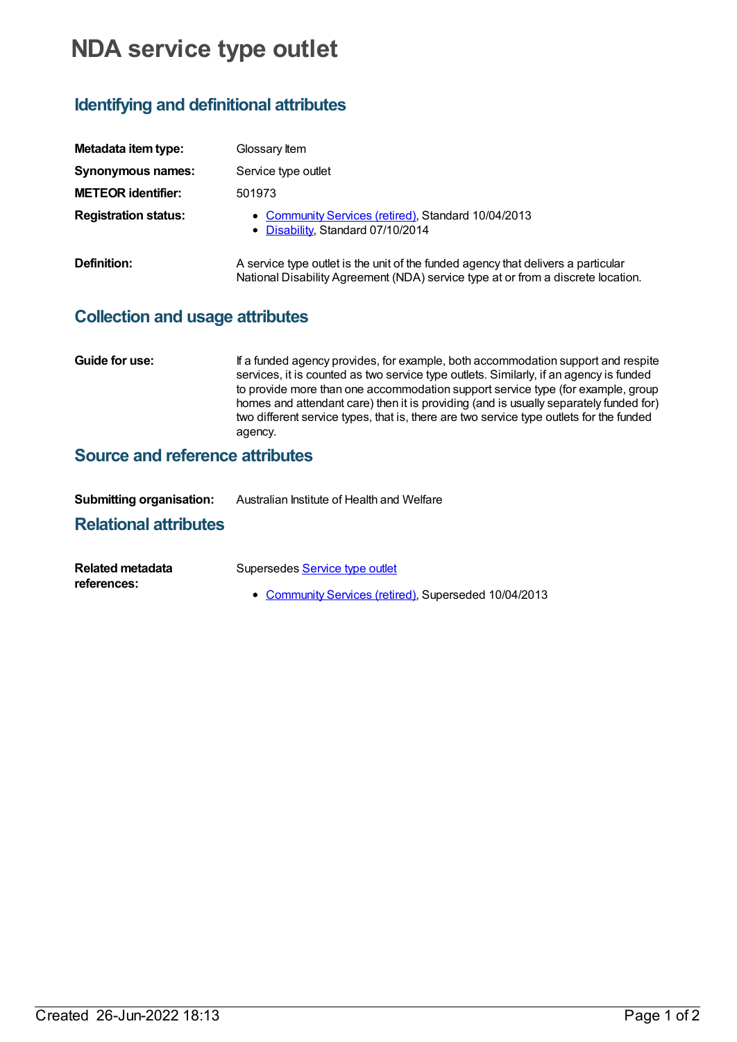# NDA service type outlet

## Identifying and definitional attributes

**Metadata item type:** Glossary Item

**Synonymous names:** Service type outlet

**METEOR identifier:** 501973

**Registration status:**

- Community Services (retired), Standard 10/04/2013
- Disability, Standard 07/10/2014

**Definition:** A service type outlet is the unit of the funded agency that delivers a particular National Disability Agreement (NDA) service type at or from a discrete location.

## Collection and usage attributes

**Guide for use:** If a funded agency provides, for example, both accommodation support and respite services, it is counted as two service type outlets. Similarly, if an agency is funded to provide more than one accommodation support service type (for example, group homes and attendant care) then it is providing (and is usually separately funded for) two different service types, that is, there are two service type outlets for the funded agency.

## Source and reference attributes

**Submitting organisation:** Australian Institute of Health and Welfare

## Relational attributes

**Related metadata references:** Supersedes Service type outlet

- Community Services (retired), Superseded 10/04/2013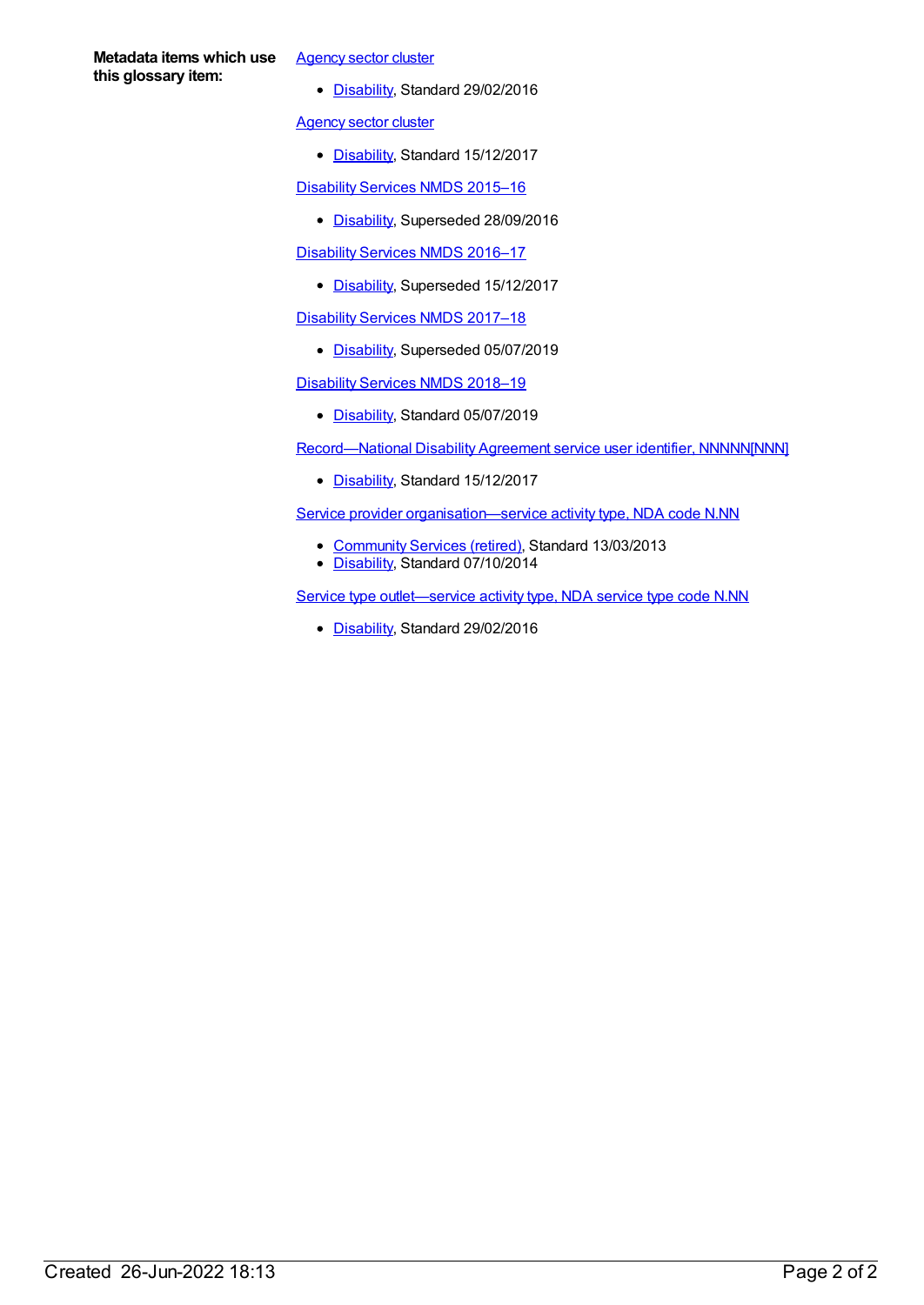**Metadata items which use this glossary item:**

Agency sector cluster

- Disability, Standard 29/02/2016

Agency sector cluster

- Disability, Standard 15/12/2017

Disability Services NMDS 2015–16

- Disability, Superseded 28/09/2016

Disability Services NMDS 2016–17

- Disability, Superseded 15/12/2017

Disability Services NMDS 2017–18

- Disability, Superseded 05/07/2019

Disability Services NMDS 2018–19

- Disability, Standard 05/07/2019

Record—National Disability Agreement service user identifier, NNNNN[NNN]

- Disability, Standard 15/12/2017

Service provider organisation—service activity type, NDA code N.NN

- Community Services (retired), Standard 13/03/2013
- Disability, Standard 07/10/2014

Service type outlet—service activity type, NDA service type code N.NN

- Disability, Standard 29/02/2016